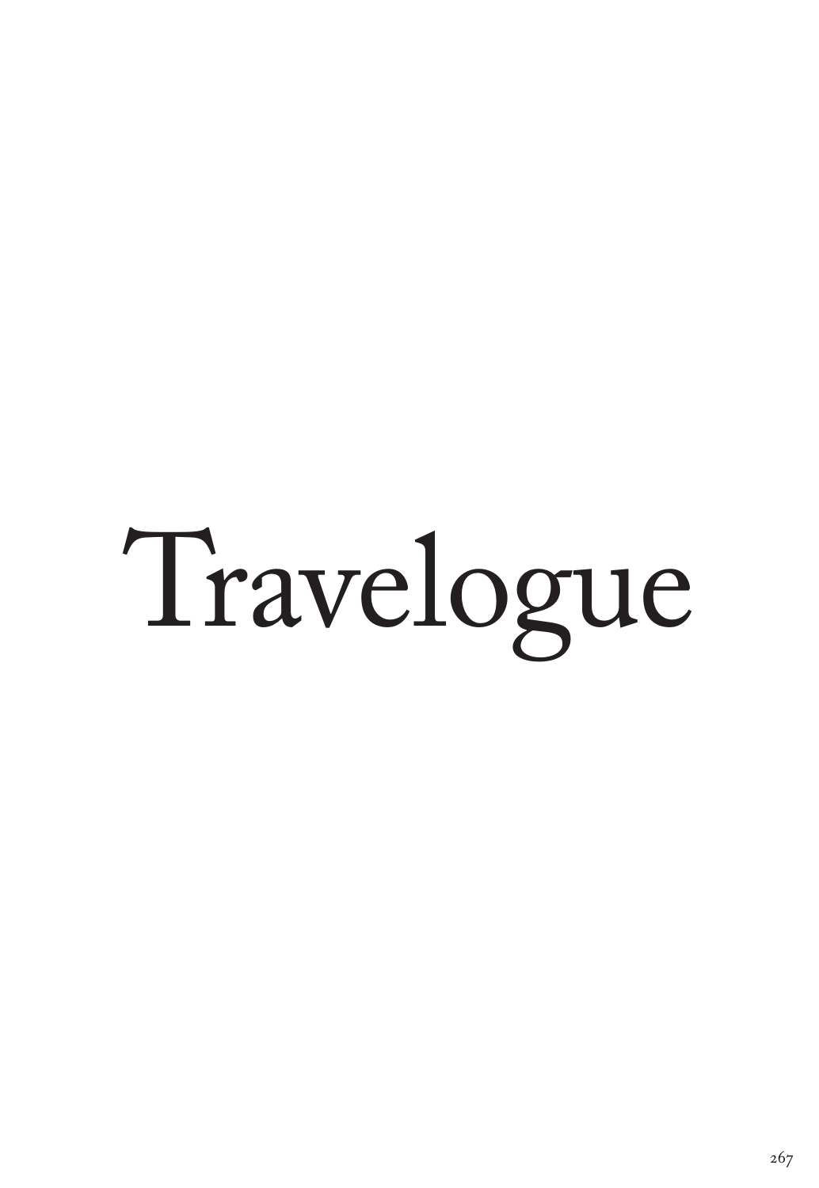# Travelogue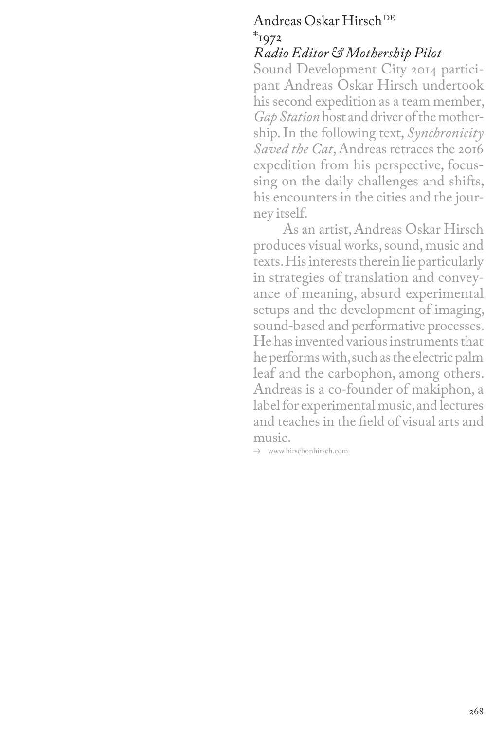Andreas Oskar Hirsch [DE]
*1972
*Radio Editor & Mothership Pilot*

Sound Development City 2014 participant Andreas Oskar Hirsch undertook his second expedition as a team member, *Gap Station* host and driver of the mothership. In the following text, *Synchronicity Saved the Cat*, Andreas retraces the 2016 expedition from his perspective, focussing on the daily challenges and shifts, his encounters in the cities and the journey itself.

As an artist, Andreas Oskar Hirsch produces visual works, sound, music and texts. His interests therein lie particularly in strategies of translation and conveyance of meaning, absurd experimental setups and the development of imaging, sound-based and performative processes. He has invented various instruments that he performs with, such as the electric palm leaf and the carbophon, among others. Andreas is a co-founder of makiphon, a label for experimental music, and lectures and teaches in the field of visual arts and music.

→ www.hirschonhirsch.com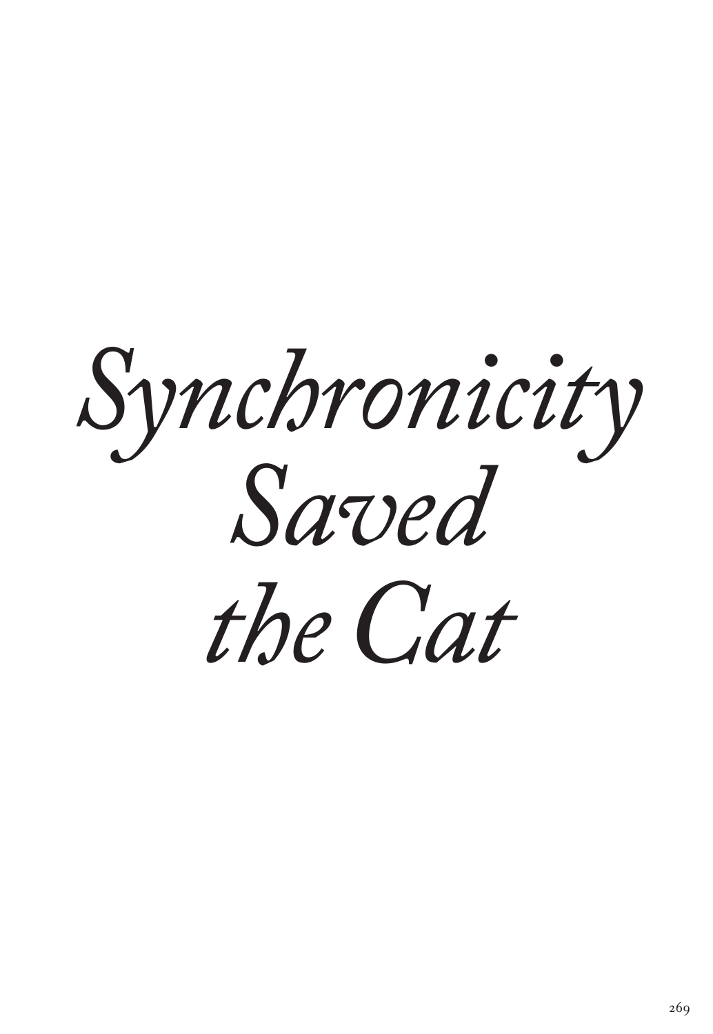# *Synchronicity Saved the Cat*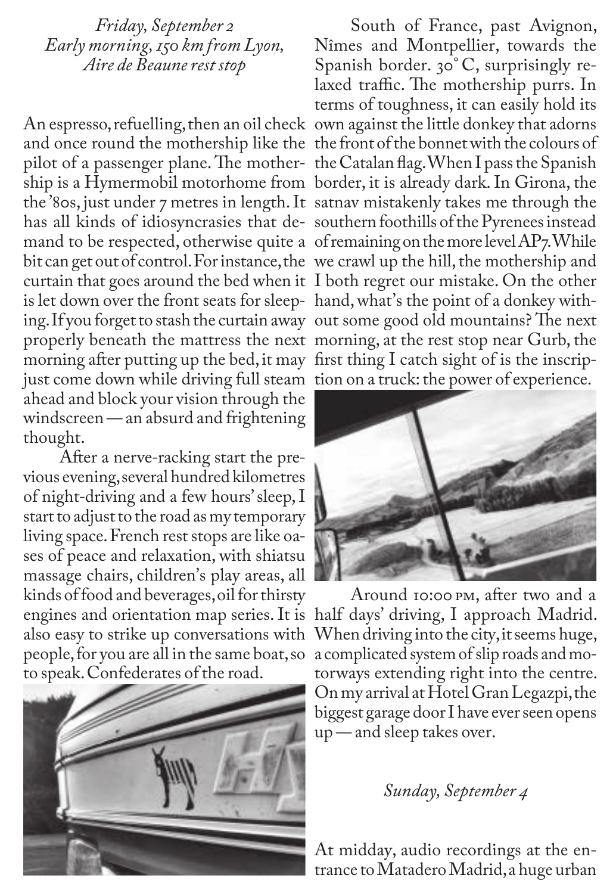*Friday, September 2*
*Early morning, 150 km from Lyon,*
*Aire de Beaune rest stop*

An espresso, refuelling, then an oil check and once round the mothership like the pilot of a passenger plane. The mothership is a Hymermobil motorhome from the '80s, just under 7 metres in length. It has all kinds of idiosyncrasies that demand to be respected, otherwise quite a bit can get out of control. For instance, the curtain that goes around the bed when it is let down over the front seats for sleeping. If you forget to stash the curtain away properly beneath the mattress the next morning after putting up the bed, it may just come down while driving full steam ahead and block your vision through the windscreen — an absurd and frightening thought.

After a nerve-racking start the previous evening, several hundred kilometres of night-driving and a few hours' sleep, I start to adjust to the road as my temporary living space. French rest stops are like oases of peace and relaxation, with shiatsu massage chairs, children's play areas, all kinds of food and beverages, oil for thirsty engines and orientation map series. It is also easy to strike up conversations with people, for you are all in the same boat, so to speak. Confederates of the road.

South of France, past Avignon, Nîmes and Montpellier, towards the Spanish border. 30° C, surprisingly relaxed traffic. The mothership purrs. In terms of toughness, it can easily hold its own against the little donkey that adorns the front of the bonnet with the colours of the Catalan flag. When I pass the Spanish border, it is already dark. In Girona, the satnav mistakenly takes me through the southern foothills of the Pyrenees instead of remaining on the more level AP7. While we crawl up the hill, the mothership and I both regret our mistake. On the other hand, what's the point of a donkey without some good old mountains? The next morning, at the rest stop near Gurb, the first thing I catch sight of is the inscription on a truck: the power of experience.

Around 10:00 PM, after two and a half days' driving, I approach Madrid. When driving into the city, it seems huge, a complicated system of slip roads and motorways extending right into the centre. On my arrival at Hotel Gran Legazpi, the biggest garage door I have ever seen opens up — and sleep takes over.

*Sunday, September 4*

At midday, audio recordings at the entrance to Matadero Madrid, a huge urban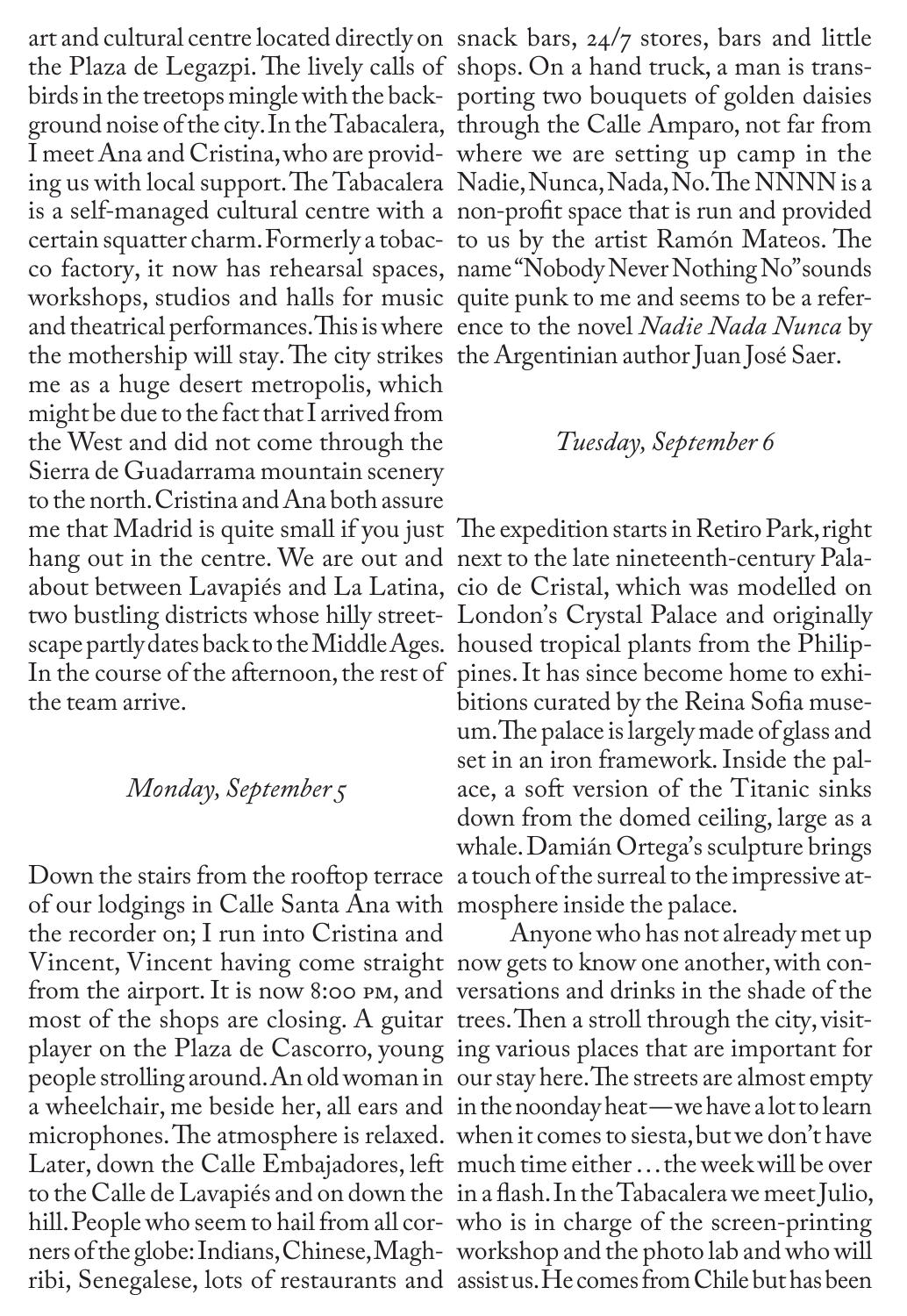art and cultural centre located directly on the Plaza de Legazpi. The lively calls of birds in the treetops mingle with the background noise of the city. In the Tabacalera, I meet Ana and Cristina, who are providing us with local support. The Tabacalera is a self-managed cultural centre with a certain squatter charm. Formerly a tobacco factory, it now has rehearsal spaces, workshops, studios and halls for music and theatrical performances. This is where the mothership will stay. The city strikes me as a huge desert metropolis, which might be due to the fact that I arrived from the West and did not come through the Sierra de Guadarrama mountain scenery to the north. Cristina and Ana both assure me that Madrid is quite small if you just hang out in the centre. We are out and about between Lavapiés and La Latina, two bustling districts whose hilly streetscape partly dates back to the Middle Ages. In the course of the afternoon, the rest of the team arrive.

*Monday, September 5*

Down the stairs from the rooftop terrace of our lodgings in Calle Santa Ana with the recorder on; I run into Cristina and Vincent, Vincent having come straight from the airport. It is now 8:00 PM, and most of the shops are closing. A guitar player on the Plaza de Cascorro, young people strolling around. An old woman in a wheelchair, me beside her, all ears and microphones. The atmosphere is relaxed. Later, down the Calle Embajadores, left to the Calle de Lavapiés and on down the hill. People who seem to hail from all corners of the globe: Indians, Chinese, Maghribi, Senegalese, lots of restaurants and snack bars, 24/7 stores, bars and little shops. On a hand truck, a man is transporting two bouquets of golden daisies through the Calle Amparo, not far from where we are setting up camp in the Nadie, Nunca, Nada, No. The NNNN is a non-profit space that is run and provided to us by the artist Ramón Mateos. The name "Nobody Never Nothing No" sounds quite punk to me and seems to be a reference to the novel *Nadie Nada Nunca* by the Argentinian author Juan José Saer.

*Tuesday, September 6*

The expedition starts in Retiro Park, right next to the late nineteenth-century Palacio de Cristal, which was modelled on London's Crystal Palace and originally housed tropical plants from the Philippines. It has since become home to exhibitions curated by the Reina Sofia museum. The palace is largely made of glass and set in an iron framework. Inside the palace, a soft version of the Titanic sinks down from the domed ceiling, large as a whale. Damián Ortega's sculpture brings a touch of the surreal to the impressive atmosphere inside the palace.

Anyone who has not already met up now gets to know one another, with conversations and drinks in the shade of the trees. Then a stroll through the city, visiting various places that are important for our stay here. The streets are almost empty in the noonday heat—we have a lot to learn when it comes to siesta, but we don't have much time either … the week will be over in a flash. In the Tabacalera we meet Julio, who is in charge of the screen-printing workshop and the photo lab and who will assist us. He comes from Chile but has been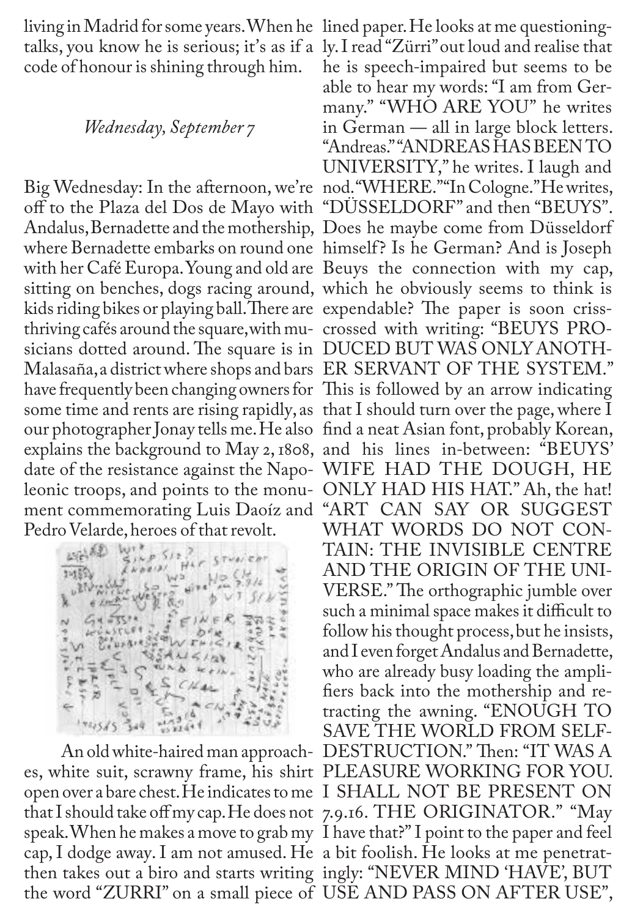living in Madrid for some years. When he talks, you know he is serious; it's as if a code of honour is shining through him.

*Wednesday, September 7*

Big Wednesday: In the afternoon, we're off to the Plaza del Dos de Mayo with Andalus, Bernadette and the mothership, where Bernadette embarks on round one with her Café Europa. Young and old are sitting on benches, dogs racing around, kids riding bikes or playing ball. There are thriving cafés around the square, with musicians dotted around. The square is in Malasaña, a district where shops and bars have frequently been changing owners for some time and rents are rising rapidly, as our photographer Jonay tells me. He also explains the background to May 2, 1808, date of the resistance against the Napoleonic troops, and points to the monument commemorating Luis Daoíz and Pedro Velarde, heroes of that revolt.

An old white-haired man approaches, white suit, scrawny frame, his shirt open over a bare chest. He indicates to me that I should take off my cap. He does not speak. When he makes a move to grab my cap, I dodge away. I am not amused. He then takes out a biro and starts writing the word "ZURRI" on a small piece of lined paper. He looks at me questioningly. I read "Zürri" out loud and realise that he is speech-impaired but seems to be able to hear my words: "I am from Germany." "WHO ARE YOU" he writes in German — all in large block letters. "Andreas." "ANDREAS HAS BEEN TO UNIVERSITY," he writes. I laugh and nod. "WHERE." "In Cologne." He writes, "DÜSSELDORF" and then "BEUYS". Does he maybe come from Düsseldorf himself? Is he German? And is Joseph Beuys the connection with my cap, which he obviously seems to think is expendable? The paper is soon criss-crossed with writing: "BEUYS PRODUCED BUT WAS ONLY ANOTHER SERVANT OF THE SYSTEM." This is followed by an arrow indicating that I should turn over the page, where I find a neat Asian font, probably Korean, and his lines in-between: "BEUYS' WIFE HAD THE DOUGH, HE ONLY HAD HIS HAT." Ah, the hat! "ART CAN SAY OR SUGGEST WHAT WORDS DO NOT CONTAIN: THE INVISIBLE CENTRE AND THE ORIGIN OF THE UNIVERSE." The orthographic jumble over such a minimal space makes it difficult to follow his thought process, but he insists, and I even forget Andalus and Bernadette, who are already busy loading the amplifiers back into the mothership and retracting the awning. "ENOUGH TO SAVE THE WORLD FROM SELF-DESTRUCTION." Then: "IT WAS A PLEASURE WORKING FOR YOU. I SHALL NOT BE PRESENT ON 7.9.16. THE ORIGINATOR." "May I have that?" I point to the paper and feel a bit foolish. He looks at me penetratingly: "NEVER MIND 'HAVE', BUT USE AND PASS ON AFTER USE",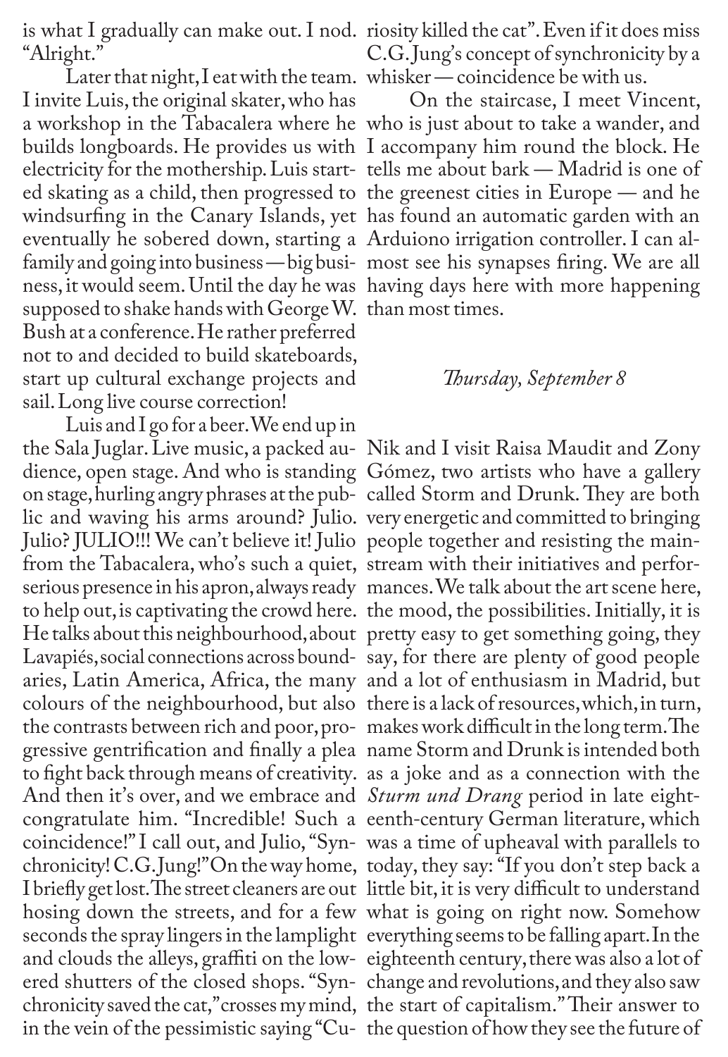is what I gradually can make out. I nod. "Alright."

Later that night, I eat with the team. I invite Luis, the original skater, who has a workshop in the Tabacalera where he builds longboards. He provides us with electricity for the mothership. Luis started skating as a child, then progressed to windsurfing in the Canary Islands, yet eventually he sobered down, starting a family and going into business — big business, it would seem. Until the day he was supposed to shake hands with George W. Bush at a conference. He rather preferred not to and decided to build skateboards, start up cultural exchange projects and sail. Long live course correction!

Luis and I go for a beer. We end up in the Sala Juglar. Live music, a packed audience, open stage. And who is standing on stage, hurling angry phrases at the public and waving his arms around? Julio. Julio? JULIO!!! We can't believe it! Julio from the Tabacalera, who's such a quiet, serious presence in his apron, always ready to help out, is captivating the crowd here. He talks about this neighbourhood, about Lavapiés, social connections across boundaries, Latin America, Africa, the many colours of the neighbourhood, but also the contrasts between rich and poor, progressive gentrification and finally a plea to fight back through means of creativity. And then it's over, and we embrace and congratulate him. "Incredible! Such a coincidence!" I call out, and Julio, "Synchronicity! C.G. Jung!" On the way home, I briefly get lost. The street cleaners are out hosing down the streets, and for a few seconds the spray lingers in the lamplight and clouds the alleys, graffiti on the lowered shutters of the closed shops. "Synchronicity saved the cat," crosses my mind, in the vein of the pessimistic saying "Curiosity killed the cat". Even if it does miss C.G. Jung's concept of synchronicity by a whisker — coincidence be with us.

On the staircase, I meet Vincent, who is just about to take a wander, and I accompany him round the block. He tells me about bark — Madrid is one of the greenest cities in Europe — and he has found an automatic garden with an Arduiono irrigation controller. I can almost see his synapses firing. We are all having days here with more happening than most times.

*Thursday, September 8*

Nik and I visit Raisa Maudit and Zony Gómez, two artists who have a gallery called Storm and Drunk. They are both very energetic and committed to bringing people together and resisting the mainstream with their initiatives and performances. We talk about the art scene here, the mood, the possibilities. Initially, it is pretty easy to get something going, they say, for there are plenty of good people and a lot of enthusiasm in Madrid, but there is a lack of resources, which, in turn, makes work difficult in the long term. The name Storm and Drunk is intended both as a joke and as a connection with the *Sturm und Drang* period in late eighteenth-century German literature, which was a time of upheaval with parallels to today, they say: "If you don't step back a little bit, it is very difficult to understand what is going on right now. Somehow everything seems to be falling apart. In the eighteenth century, there was also a lot of change and revolutions, and they also saw the start of capitalism." Their answer to the question of how they see the future of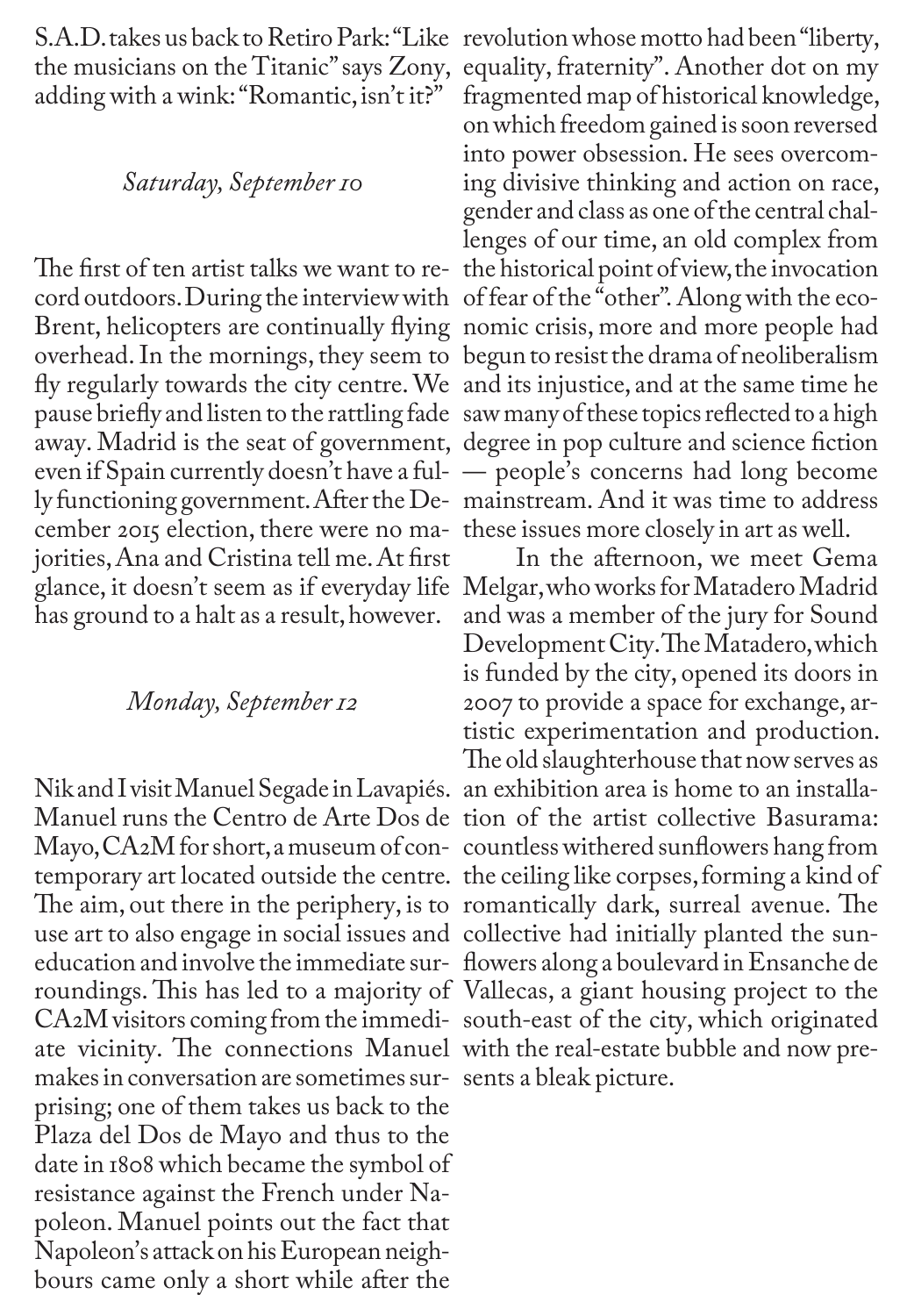S.A.D. takes us back to Retiro Park: "Like the musicians on the Titanic" says Zony, adding with a wink: "Romantic, isn't it?"

*Saturday, September 10*

The first of ten artist talks we want to record outdoors. During the interview with Brent, helicopters are continually flying overhead. In the mornings, they seem to fly regularly towards the city centre. We pause briefly and listen to the rattling fade away. Madrid is the seat of government, even if Spain currently doesn't have a fully functioning government. After the December 2015 election, there were no majorities, Ana and Cristina tell me. At first glance, it doesn't seem as if everyday life has ground to a halt as a result, however.

*Monday, September 12*

Nik and I visit Manuel Segade in Lavapiés. Manuel runs the Centro de Arte Dos de Mayo, CA2M for short, a museum of contemporary art located outside the centre. The aim, out there in the periphery, is to use art to also engage in social issues and education and involve the immediate surroundings. This has led to a majority of CA2M visitors coming from the immediate vicinity. The connections Manuel makes in conversation are sometimes surprising; one of them takes us back to the Plaza del Dos de Mayo and thus to the date in 1808 which became the symbol of resistance against the French under Napoleon. Manuel points out the fact that Napoleon's attack on his European neighbours came only a short while after the revolution whose motto had been "liberty, equality, fraternity". Another dot on my fragmented map of historical knowledge, on which freedom gained is soon reversed into power obsession. He sees overcoming divisive thinking and action on race, gender and class as one of the central challenges of our time, an old complex from the historical point of view, the invocation of fear of the "other". Along with the economic crisis, more and more people had begun to resist the drama of neoliberalism and its injustice, and at the same time he saw many of these topics reflected to a high degree in pop culture and science fiction — people's concerns had long become mainstream. And it was time to address these issues more closely in art as well.

In the afternoon, we meet Gema Melgar, who works for Matadero Madrid and was a member of the jury for Sound Development City. The Matadero, which is funded by the city, opened its doors in 2007 to provide a space for exchange, artistic experimentation and production. The old slaughterhouse that now serves as an exhibition area is home to an installation of the artist collective Basurama: countless withered sunflowers hang from the ceiling like corpses, forming a kind of romantically dark, surreal avenue. The collective had initially planted the sunflowers along a boulevard in Ensanche de Vallecas, a giant housing project to the south-east of the city, which originated with the real-estate bubble and now presents a bleak picture.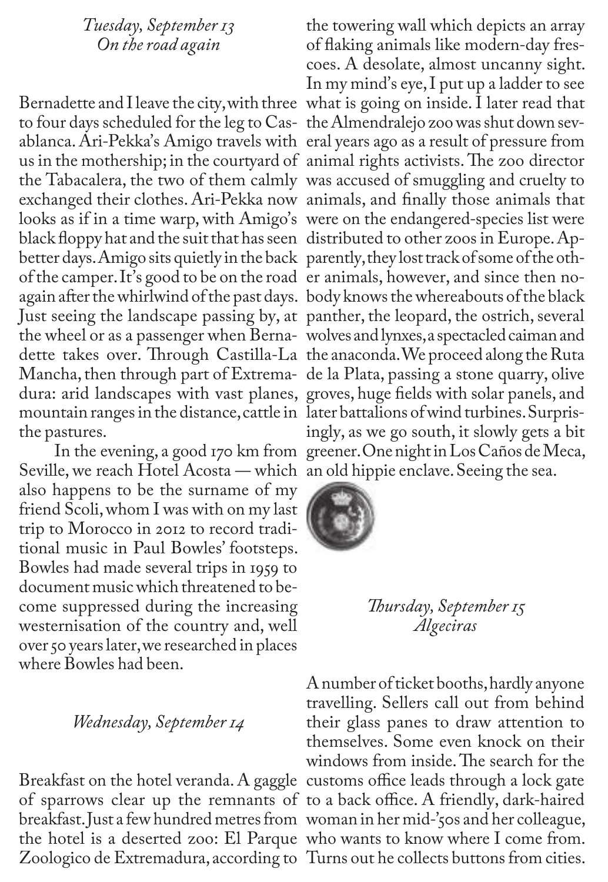*Tuesday, September 13*
*On the road again*

Bernadette and I leave the city, with three to four days scheduled for the leg to Casablanca. Ari-Pekka's Amigo travels with us in the mothership; in the courtyard of the Tabacalera, the two of them calmly exchanged their clothes. Ari-Pekka now looks as if in a time warp, with Amigo's black floppy hat and the suit that has seen better days. Amigo sits quietly in the back of the camper. It's good to be on the road again after the whirlwind of the past days. Just seeing the landscape passing by, at the wheel or as a passenger when Bernadette takes over. Through Castilla-La Mancha, then through part of Extremadura: arid landscapes with vast planes, mountain ranges in the distance, cattle in the pastures.

In the evening, a good 170 km from Seville, we reach Hotel Acosta — which also happens to be the surname of my friend Scoli, whom I was with on my last trip to Morocco in 2012 to record traditional music in Paul Bowles' footsteps. Bowles had made several trips in 1959 to document music which threatened to become suppressed during the increasing westernisation of the country and, well over 50 years later, we researched in places where Bowles had been.

*Wednesday, September 14*

Breakfast on the hotel veranda. A gaggle of sparrows clear up the remnants of breakfast. Just a few hundred metres from the hotel is a deserted zoo: El Parque Zoologico de Extremadura, according to the towering wall which depicts an array of flaking animals like modern-day frescoes. A desolate, almost uncanny sight. In my mind's eye, I put up a ladder to see what is going on inside. I later read that the Almendralejo zoo was shut down several years ago as a result of pressure from animal rights activists. The zoo director was accused of smuggling and cruelty to animals, and finally those animals that were on the endangered-species list were distributed to other zoos in Europe. Apparently, they lost track of some of the other animals, however, and since then nobody knows the whereabouts of the black panther, the leopard, the ostrich, several wolves and lynxes, a spectacled caiman and the anaconda. We proceed along the Ruta de la Plata, passing a stone quarry, olive groves, huge fields with solar panels, and later battalions of wind turbines. Surprisingly, as we go south, it slowly gets a bit greener. One night in Los Caños de Meca, an old hippie enclave. Seeing the sea.

*Thursday, September 15*
*Algeciras*

A number of ticket booths, hardly anyone travelling. Sellers call out from behind their glass panes to draw attention to themselves. Some even knock on their windows from inside. The search for the customs office leads through a lock gate to a back office. A friendly, dark-haired woman in her mid-'50s and her colleague, who wants to know where I come from. Turns out he collects buttons from cities.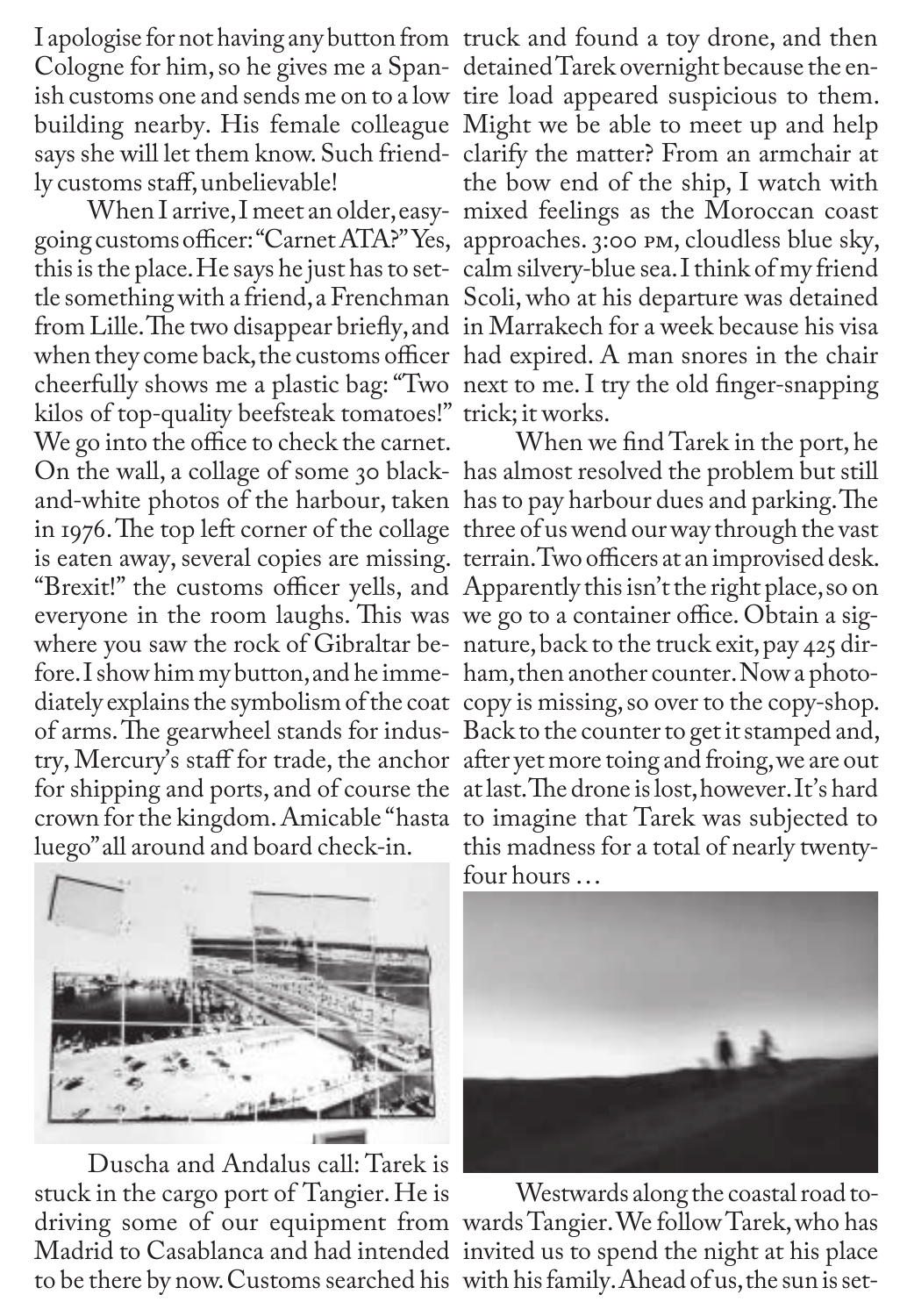I apologise for not having any button from Cologne for him, so he gives me a Spanish customs one and sends me on to a low building nearby. His female colleague says she will let them know. Such friendly customs staff, unbelievable!

When I arrive, I meet an older, easygoing customs officer: "Carnet ATA?" Yes, this is the place. He says he just has to settle something with a friend, a Frenchman from Lille. The two disappear briefly, and when they come back, the customs officer cheerfully shows me a plastic bag: "Two kilos of top-quality beefsteak tomatoes!" We go into the office to check the carnet. On the wall, a collage of some 30 black-and-white photos of the harbour, taken in 1976. The top left corner of the collage is eaten away, several copies are missing. "Brexit!" the customs officer yells, and everyone in the room laughs. This was where you saw the rock of Gibraltar before. I show him my button, and he immediately explains the symbolism of the coat of arms. The gearwheel stands for industry, Mercury's staff for trade, the anchor for shipping and ports, and of course the crown for the kingdom. Amicable "hasta luego" all around and board check-in.

Duscha and Andalus call: Tarek is stuck in the cargo port of Tangier. He is driving some of our equipment from Madrid to Casablanca and had intended to be there by now. Customs searched his truck and found a toy drone, and then detained Tarek overnight because the entire load appeared suspicious to them. Might we be able to meet up and help clarify the matter? From an armchair at the bow end of the ship, I watch with mixed feelings as the Moroccan coast approaches. 3:00 PM, cloudless blue sky, calm silvery-blue sea. I think of my friend Scoli, who at his departure was detained in Marrakech for a week because his visa had expired. A man snores in the chair next to me. I try the old finger-snapping trick; it works.

When we find Tarek in the port, he has almost resolved the problem but still has to pay harbour dues and parking. The three of us wend our way through the vast terrain. Two officers at an improvised desk. Apparently this isn't the right place, so on we go to a container office. Obtain a signature, back to the truck exit, pay 425 dirham, then another counter. Now a photocopy is missing, so over to the copy-shop. Back to the counter to get it stamped and, after yet more toing and froing, we are out at last. The drone is lost, however. It's hard to imagine that Tarek was subjected to this madness for a total of nearly twenty-four hours …

Westwards along the coastal road towards Tangier. We follow Tarek, who has invited us to spend the night at his place with his family. Ahead of us, the sun is set-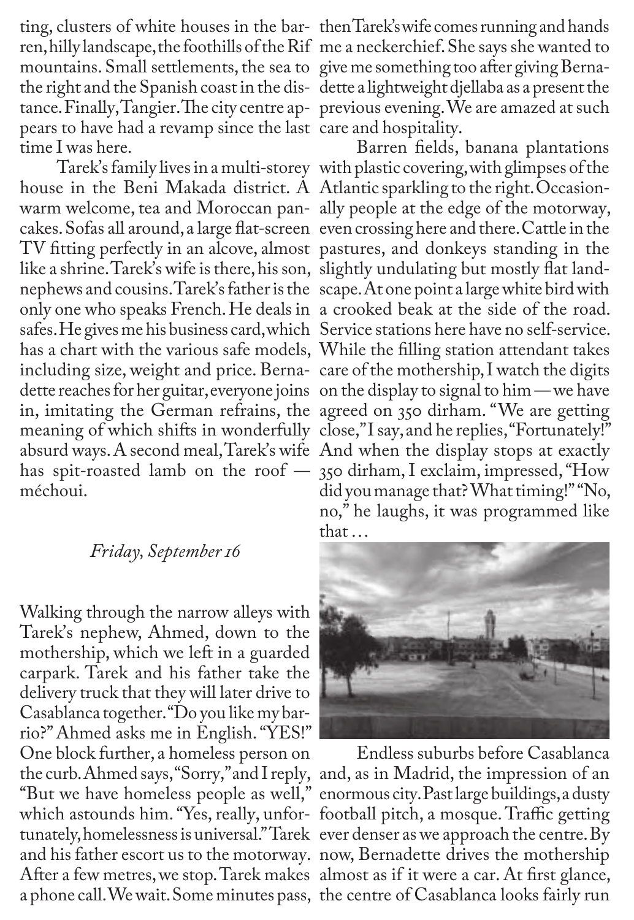ting, clusters of white houses in the barren, hilly landscape, the foothills of the Rif mountains. Small settlements, the sea to the right and the Spanish coast in the distance. Finally, Tangier. The city centre appears to have had a revamp since the last time I was here.

Tarek's family lives in a multi-storey house in the Beni Makada district. A warm welcome, tea and Moroccan pancakes. Sofas all around, a large flat-screen TV fitting perfectly in an alcove, almost like a shrine. Tarek's wife is there, his son, nephews and cousins. Tarek's father is the only one who speaks French. He deals in safes. He gives me his business card, which has a chart with the various safe models, including size, weight and price. Bernadette reaches for her guitar, everyone joins in, imitating the German refrains, the meaning of which shifts in wonderfully absurd ways. A second meal, Tarek's wife has spit-roasted lamb on the roof — méchoui.

*Friday, September 16*

Walking through the narrow alleys with Tarek's nephew, Ahmed, down to the mothership, which we left in a guarded carpark. Tarek and his father take the delivery truck that they will later drive to Casablanca together. "Do you like my barrio?" Ahmed asks me in English. "YES!" One block further, a homeless person on the curb. Ahmed says, "Sorry," and I reply, "But we have homeless people as well," which astounds him. "Yes, really, unfortunately, homelessness is universal." Tarek and his father escort us to the motorway. After a few metres, we stop. Tarek makes a phone call. We wait. Some minutes pass, then Tarek's wife comes running and hands me a neckerchief. She says she wanted to give me something too after giving Bernadette a lightweight djellaba as a present the previous evening. We are amazed at such care and hospitality.

Barren fields, banana plantations with plastic covering, with glimpses of the Atlantic sparkling to the right. Occasionally people at the edge of the motorway, even crossing here and there. Cattle in the pastures, and donkeys standing in the slightly undulating but mostly flat landscape. At one point a large white bird with a crooked beak at the side of the road. Service stations here have no self-service. While the filling station attendant takes care of the mothership, I watch the digits on the display to signal to him — we have agreed on 350 dirham. "We are getting close," I say, and he replies, "Fortunately!" And when the display stops at exactly 350 dirham, I exclaim, impressed, "How did you manage that? What timing!" "No, no," he laughs, it was programmed like that …

Endless suburbs before Casablanca and, as in Madrid, the impression of an enormous city. Past large buildings, a dusty football pitch, a mosque. Traffic getting ever denser as we approach the centre. By now, Bernadette drives the mothership almost as if it were a car. At first glance, the centre of Casablanca looks fairly run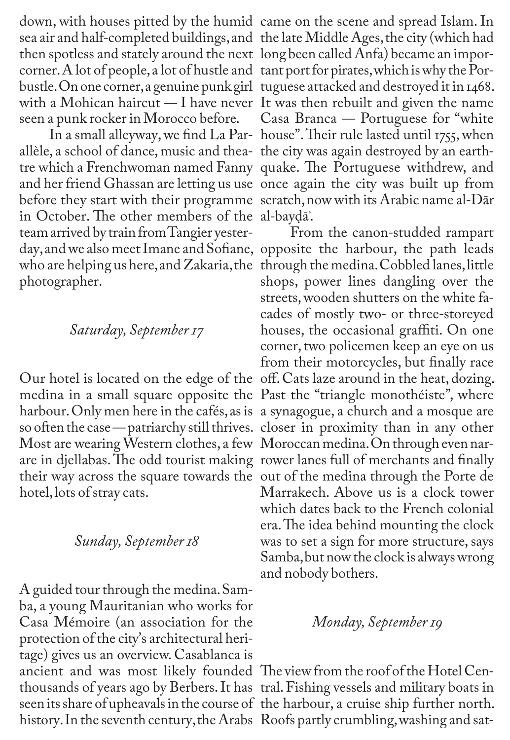down, with houses pitted by the humid sea air and half-completed buildings, and then spotless and stately around the next corner. A lot of people, a lot of hustle and bustle. On one corner, a genuine punk girl with a Mohican haircut — I have never seen a punk rocker in Morocco before.

In a small alleyway, we find La Parallèle, a school of dance, music and theatre which a Frenchwoman named Fanny and her friend Ghassan are letting us use before they start with their programme in October. The other members of the team arrived by train from Tangier yesterday, and we also meet Imane and Sofiane, who are helping us here, and Zakaria, the photographer.

*Saturday, September 17*

Our hotel is located on the edge of the medina in a small square opposite the harbour. Only men here in the cafés, as is so often the case — patriarchy still thrives. Most are wearing Western clothes, a few are in djellabas. The odd tourist making their way across the square towards the hotel, lots of stray cats.

*Sunday, September 18*

A guided tour through the medina. Samba, a young Mauritanian who works for Casa Mémoire (an association for the protection of the city's architectural heritage) gives us an overview. Casablanca is ancient and was most likely founded thousands of years ago by Berbers. It has seen its share of upheavals in the course of history. In the seventh century, the Arabs came on the scene and spread Islam. In the late Middle Ages, the city (which had long been called Anfa) became an important port for pirates, which is why the Portuguese attacked and destroyed it in 1468. It was then rebuilt and given the name Casa Branca — Portuguese for "white house". Their rule lasted until 1755, when the city was again destroyed by an earthquake. The Portuguese withdrew, and once again the city was built up from scratch, now with its Arabic name al-Dār al-bayḍāʾ.

From the canon-studded rampart opposite the harbour, the path leads through the medina. Cobbled lanes, little shops, power lines dangling over the streets, wooden shutters on the white facades of mostly two- or three-storeyed houses, the occasional graffiti. On one corner, two policemen keep an eye on us from their motorcycles, but finally race off. Cats laze around in the heat, dozing. Past the "triangle monothéiste", where a synagogue, a church and a mosque are closer in proximity than in any other Moroccan medina. On through even narrower lanes full of merchants and finally out of the medina through the Porte de Marrakech. Above us is a clock tower which dates back to the French colonial era. The idea behind mounting the clock was to set a sign for more structure, says Samba, but now the clock is always wrong and nobody bothers.

*Monday, September 19*

The view from the roof of the Hotel Central. Fishing vessels and military boats in the harbour, a cruise ship further north. Roofs partly crumbling, washing and sat-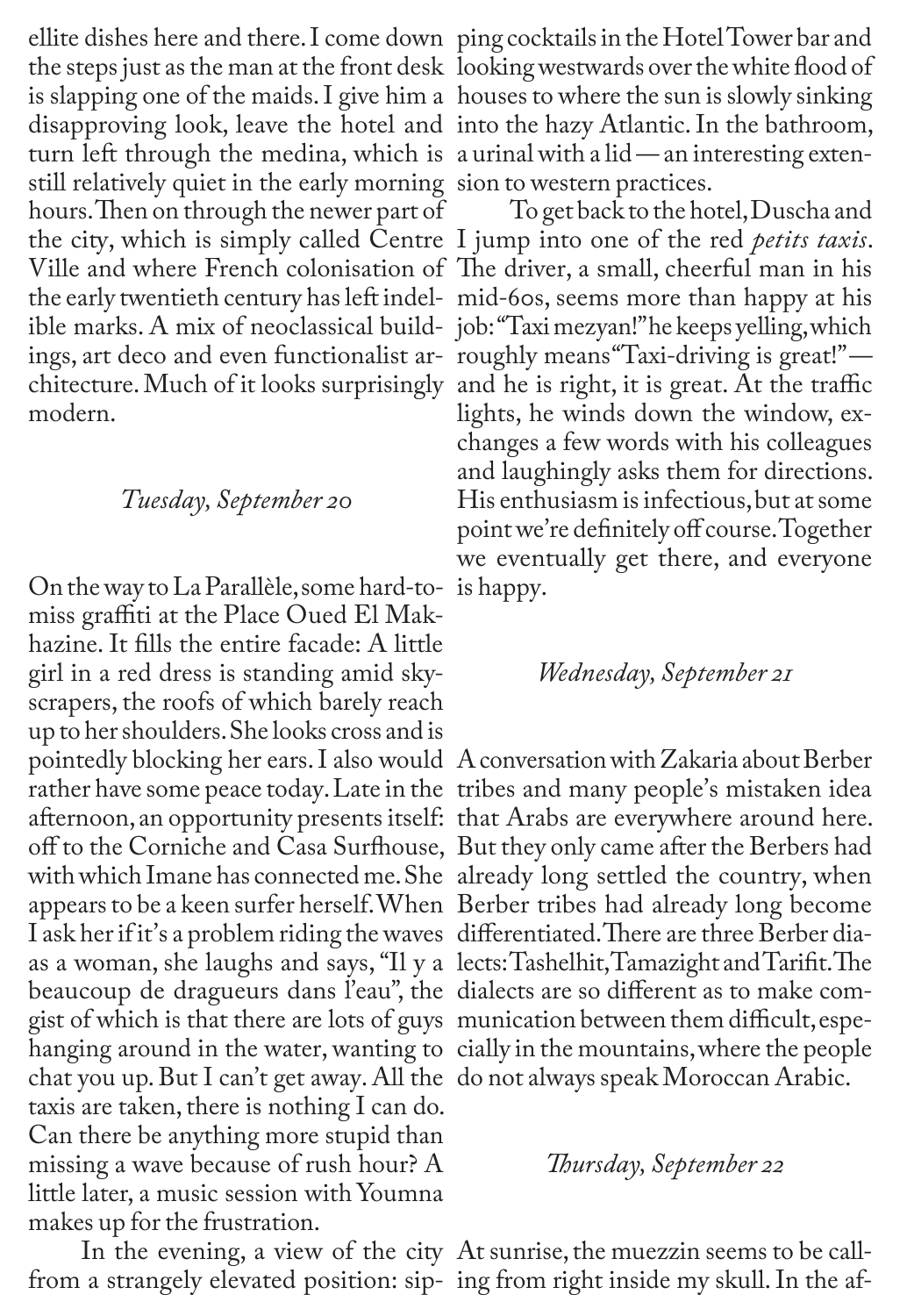ellite dishes here and there. I come down the steps just as the man at the front desk is slapping one of the maids. I give him a disapproving look, leave the hotel and turn left through the medina, which is still relatively quiet in the early morning hours. Then on through the newer part of the city, which is simply called Centre Ville and where French colonisation of the early twentieth century has left indelible marks. A mix of neoclassical buildings, art deco and even functionalist architecture. Much of it looks surprisingly modern.

*Tuesday, September 20*

On the way to La Parallèle, some hard-to-miss graffiti at the Place Oued El Makhazine. It fills the entire facade: A little girl in a red dress is standing amid skyscrapers, the roofs of which barely reach up to her shoulders. She looks cross and is pointedly blocking her ears. I also would rather have some peace today. Late in the afternoon, an opportunity presents itself: off to the Corniche and Casa Surfhouse, with which Imane has connected me. She appears to be a keen surfer herself. When I ask her if it's a problem riding the waves as a woman, she laughs and says, "Il y a beaucoup de dragueurs dans l'eau", the gist of which is that there are lots of guys hanging around in the water, wanting to chat you up. But I can't get away. All the taxis are taken, there is nothing I can do. Can there be anything more stupid than missing a wave because of rush hour? A little later, a music session with Youmna makes up for the frustration.

In the evening, a view of the city from a strangely elevated position: sipping cocktails in the Hotel Tower bar and looking westwards over the white flood of houses to where the sun is slowly sinking into the hazy Atlantic. In the bathroom, a urinal with a lid — an interesting extension to western practices.

To get back to the hotel, Duscha and I jump into one of the red *petits taxis*. The driver, a small, cheerful man in his mid-60s, seems more than happy at his job: "Taxi mezyan!" he keeps yelling, which roughly means "Taxi-driving is great!" — and he is right, it is great. At the traffic lights, he winds down the window, exchanges a few words with his colleagues and laughingly asks them for directions. His enthusiasm is infectious, but at some point we're definitely off course. Together we eventually get there, and everyone is happy.

*Wednesday, September 21*

A conversation with Zakaria about Berber tribes and many people's mistaken idea that Arabs are everywhere around here. But they only came after the Berbers had already long settled the country, when Berber tribes had already long become differentiated. There are three Berber dialects: Tashelhit, Tamazight and Tarifit. The dialects are so different as to make communication between them difficult, especially in the mountains, where the people do not always speak Moroccan Arabic.

*Thursday, September 22*

At sunrise, the muezzin seems to be calling from right inside my skull. In the af-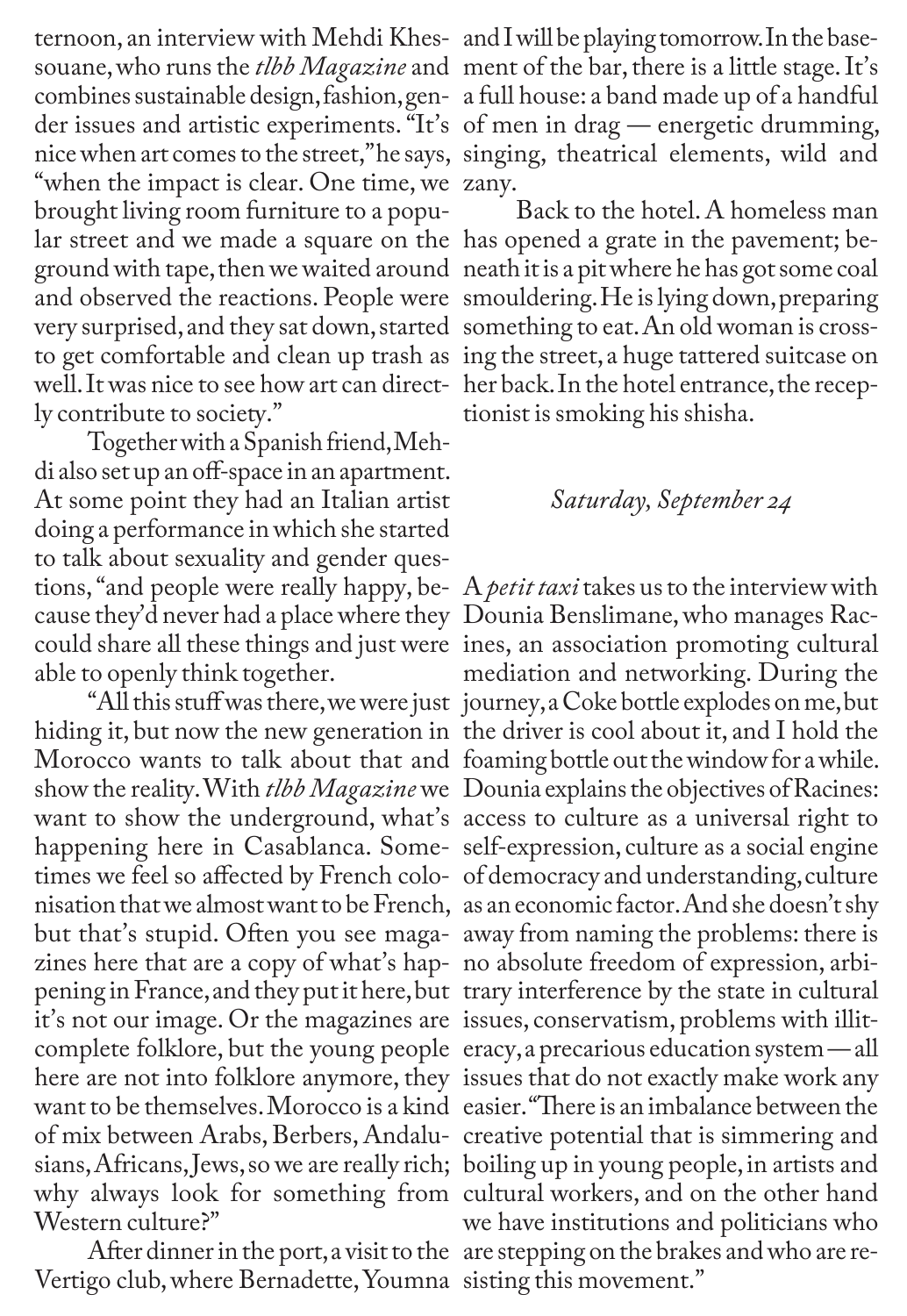ternoon, an interview with Mehdi Khessouane, who runs the *tlbb Magazine* and combines sustainable design, fashion, gender issues and artistic experiments. "It's nice when art comes to the street," he says, "when the impact is clear. One time, we brought living room furniture to a popular street and we made a square on the ground with tape, then we waited around and observed the reactions. People were very surprised, and they sat down, started to get comfortable and clean up trash as well. It was nice to see how art can directly contribute to society."

Together with a Spanish friend, Mehdi also set up an off-space in an apartment. At some point they had an Italian artist doing a performance in which she started to talk about sexuality and gender questions, "and people were really happy, because they'd never had a place where they could share all these things and just were able to openly think together.

"All this stuff was there, we were just hiding it, but now the new generation in Morocco wants to talk about that and show the reality. With *tlbb Magazine* we want to show the underground, what's happening here in Casablanca. Sometimes we feel so affected by French colonisation that we almost want to be French, but that's stupid. Often you see magazines here that are a copy of what's happening in France, and they put it here, but it's not our image. Or the magazines are complete folklore, but the young people here are not into folklore anymore, they want to be themselves. Morocco is a kind of mix between Arabs, Berbers, Andalusians, Africans, Jews, so we are really rich; why always look for something from Western culture?"

After dinner in the port, a visit to the Vertigo club, where Bernadette, Youmna and I will be playing tomorrow. In the basement of the bar, there is a little stage. It's a full house: a band made up of a handful of men in drag — energetic drumming, singing, theatrical elements, wild and zany.

Back to the hotel. A homeless man has opened a grate in the pavement; beneath it is a pit where he has got some coal smouldering. He is lying down, preparing something to eat. An old woman is crossing the street, a huge tattered suitcase on her back. In the hotel entrance, the receptionist is smoking his shisha.

*Saturday, September 24*

A *petit taxi* takes us to the interview with Dounia Benslimane, who manages Racines, an association promoting cultural mediation and networking. During the journey, a Coke bottle explodes on me, but the driver is cool about it, and I hold the foaming bottle out the window for a while. Dounia explains the objectives of Racines: access to culture as a universal right to self-expression, culture as a social engine of democracy and understanding, culture as an economic factor. And she doesn't shy away from naming the problems: there is no absolute freedom of expression, arbitrary interference by the state in cultural issues, conservatism, problems with illiteracy, a precarious education system — all issues that do not exactly make work any easier. "There is an imbalance between the creative potential that is simmering and boiling up in young people, in artists and cultural workers, and on the other hand we have institutions and politicians who are stepping on the brakes and who are resisting this movement."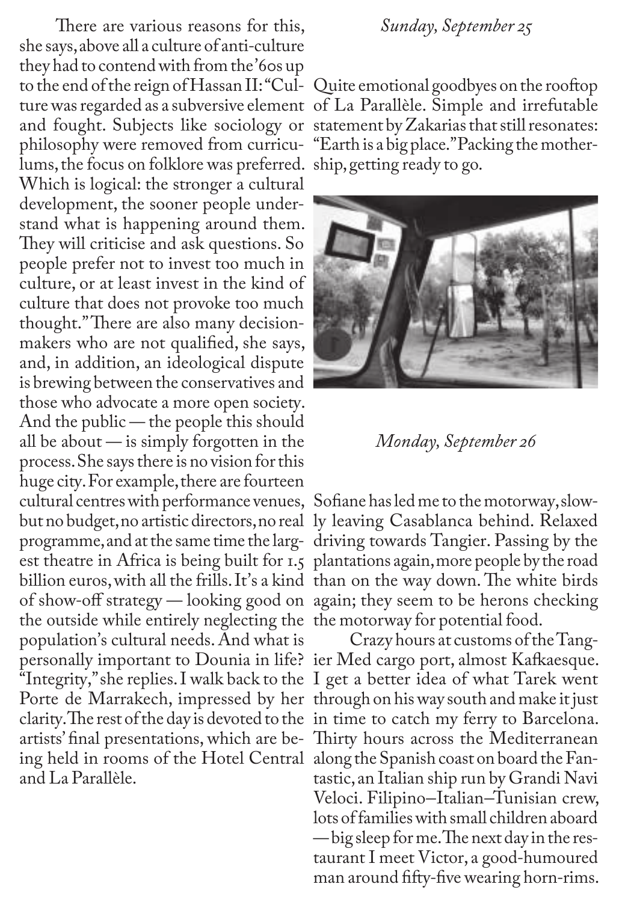There are various reasons for this, she says, above all a culture of anti-culture they had to contend with from the '60s up to the end of the reign of Hassan II: "Culture was regarded as a subversive element and fought. Subjects like sociology or philosophy were removed from curriculums, the focus on folklore was preferred. Which is logical: the stronger a cultural development, the sooner people understand what is happening around them. They will criticise and ask questions. So people prefer not to invest too much in culture, or at least invest in the kind of culture that does not provoke too much thought." There are also many decision-makers who are not qualified, she says, and, in addition, an ideological dispute is brewing between the conservatives and those who advocate a more open society. And the public — the people this should all be about — is simply forgotten in the process. She says there is no vision for this huge city. For example, there are fourteen cultural centres with performance venues, but no budget, no artistic directors, no real programme, and at the same time the largest theatre in Africa is being built for 1.5 billion euros, with all the frills. It's a kind of show-off strategy — looking good on the outside while entirely neglecting the population's cultural needs. And what is personally important to Dounia in life? "Integrity," she replies. I walk back to the Porte de Marrakech, impressed by her clarity. The rest of the day is devoted to the artists' final presentations, which are being held in rooms of the Hotel Central and La Parallèle.

*Sunday, September 25*

Quite emotional goodbyes on the rooftop of La Parallèle. Simple and irrefutable statement by Zakarias that still resonates: "Earth is a big place." Packing the mothership, getting ready to go.

*Monday, September 26*

Sofiane has led me to the motorway, slowly leaving Casablanca behind. Relaxed driving towards Tangier. Passing by the plantations again, more people by the road than on the way down. The white birds again; they seem to be herons checking the motorway for potential food.

Crazy hours at customs of the Tangier Med cargo port, almost Kafkaesque. I get a better idea of what Tarek went through on his way south and make it just in time to catch my ferry to Barcelona. Thirty hours across the Mediterranean along the Spanish coast on board the Fantastic, an Italian ship run by Grandi Navi Veloci. Filipino–Italian–Tunisian crew, lots of families with small children aboard — big sleep for me. The next day in the restaurant I meet Victor, a good-humoured man around fifty-five wearing horn-rims.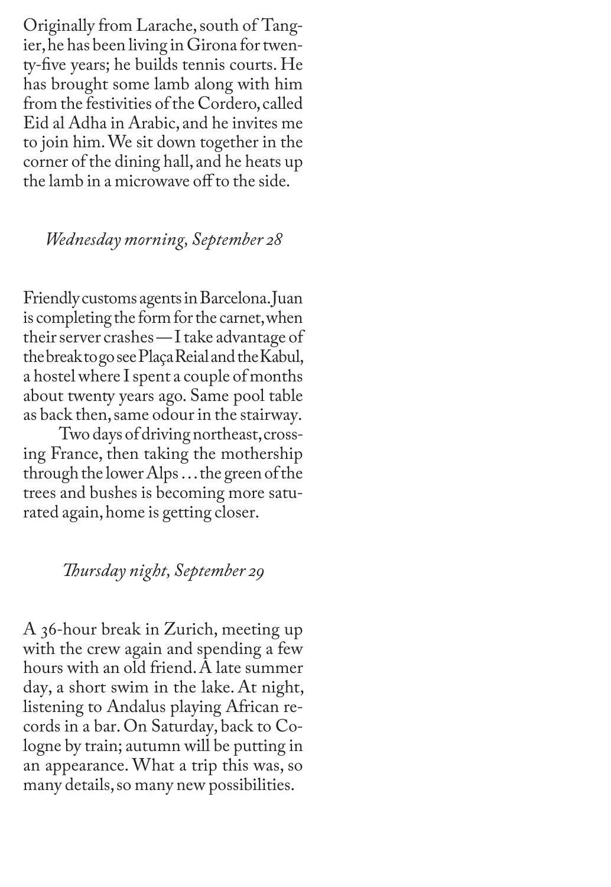Originally from Larache, south of Tangier, he has been living in Girona for twenty-five years; he builds tennis courts. He has brought some lamb along with him from the festivities of the Cordero, called Eid al Adha in Arabic, and he invites me to join him. We sit down together in the corner of the dining hall, and he heats up the lamb in a microwave off to the side.

*Wednesday morning, September 28*

Friendly customs agents in Barcelona. Juan is completing the form for the carnet, when their server crashes — I take advantage of the break to go see Plaça Reial and the Kabul, a hostel where I spent a couple of months about twenty years ago. Same pool table as back then, same odour in the stairway.

Two days of driving northeast, crossing France, then taking the mothership through the lower Alps … the green of the trees and bushes is becoming more saturated again, home is getting closer.

*Thursday night, September 29*

A 36-hour break in Zurich, meeting up with the crew again and spending a few hours with an old friend. A late summer day, a short swim in the lake. At night, listening to Andalus playing African records in a bar. On Saturday, back to Cologne by train; autumn will be putting in an appearance. What a trip this was, so many details, so many new possibilities.